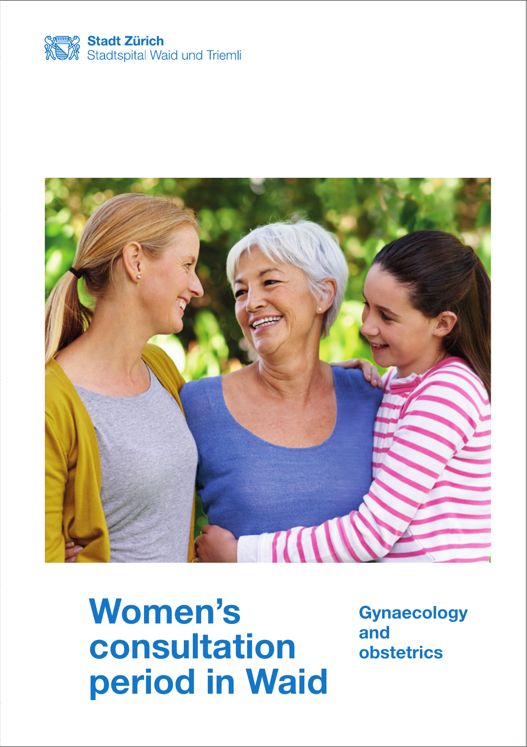**Stadt Zürich**
Stadtspital Waid und Triemli

# Women's consultation period in Waid

**Gynaecology and obstetrics**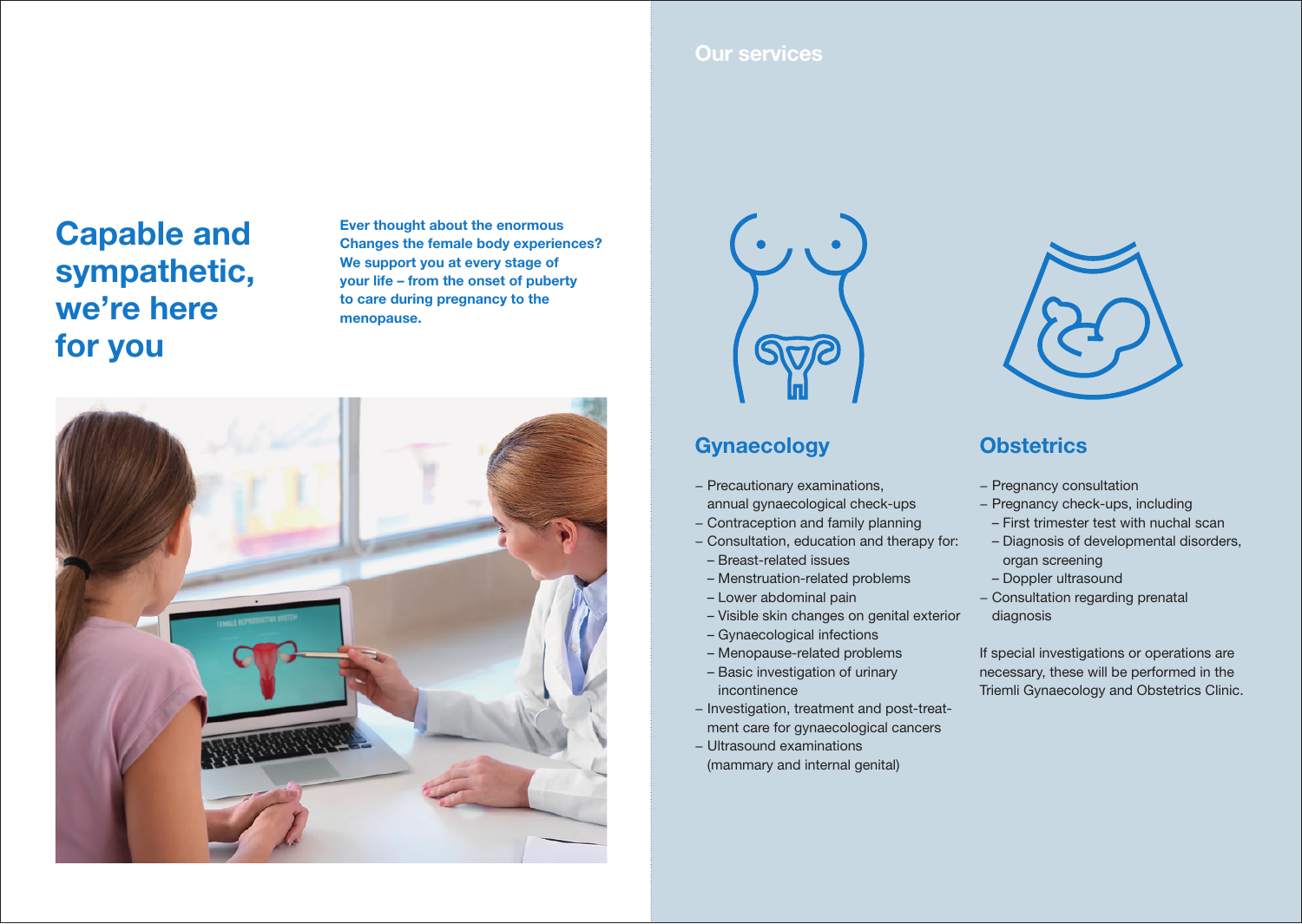# Capable and sympathetic, we're here for you

**Ever thought about the enormous Changes the female body experiences? We support you at every stage of your life – from the onset of puberty to care during pregnancy to the menopause.**

## Our services

### Gynaecology

- Precautionary examinations, annual gynaecological check-ups
- Contraception and family planning
- Consultation, education and therapy for:
  - Breast-related issues
  - Menstruation-related problems
  - Lower abdominal pain
  - Visible skin changes on genital exterior
  - Gynaecological infections
  - Menopause-related problems
  - Basic investigation of urinary incontinence
- Investigation, treatment and post-treatment care for gynaecological cancers
- Ultrasound examinations (mammary and internal genital)

### Obstetrics

- Pregnancy consultation
- Pregnancy check-ups, including
  - First trimester test with nuchal scan
  - Diagnosis of developmental disorders, organ screening
  - Doppler ultrasound
- Consultation regarding prenatal diagnosis

If special investigations or operations are necessary, these will be performed in the Triemli Gynaecology and Obstetrics Clinic.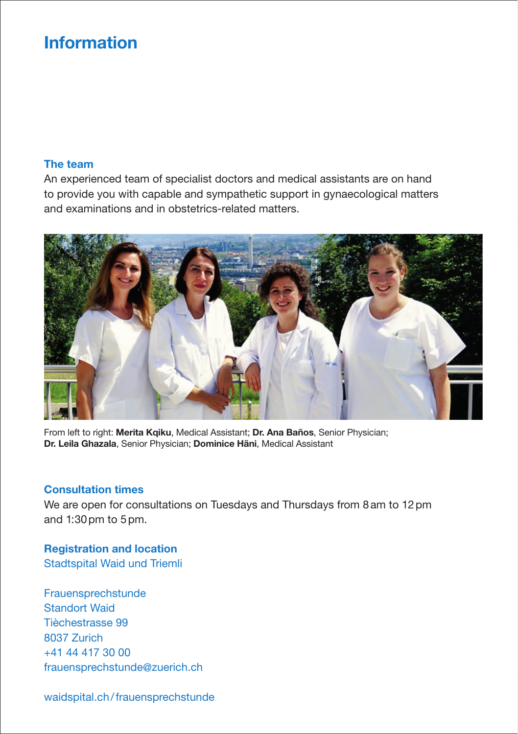# Information

### The team

An experienced team of specialist doctors and medical assistants are on hand to provide you with capable and sympathetic support in gynaecological matters and examinations and in obstetrics-related matters.

From left to right: **Merita Kqiku**, Medical Assistant; **Dr. Ana Baños**, Senior Physician; **Dr. Leila Ghazala**, Senior Physician; **Dominice Häni**, Medical Assistant

### Consultation times

We are open for consultations on Tuesdays and Thursdays from 8 am to 12 pm and 1:30 pm to 5 pm.

### Registration and location

Stadtspital Waid und Triemli

Frauensprechstunde
Standort Waid
Tièchestrasse 99
8037 Zurich
+41 44 417 30 00
frauensprechstunde@zuerich.ch

waidspital.ch/frauensprechstunde